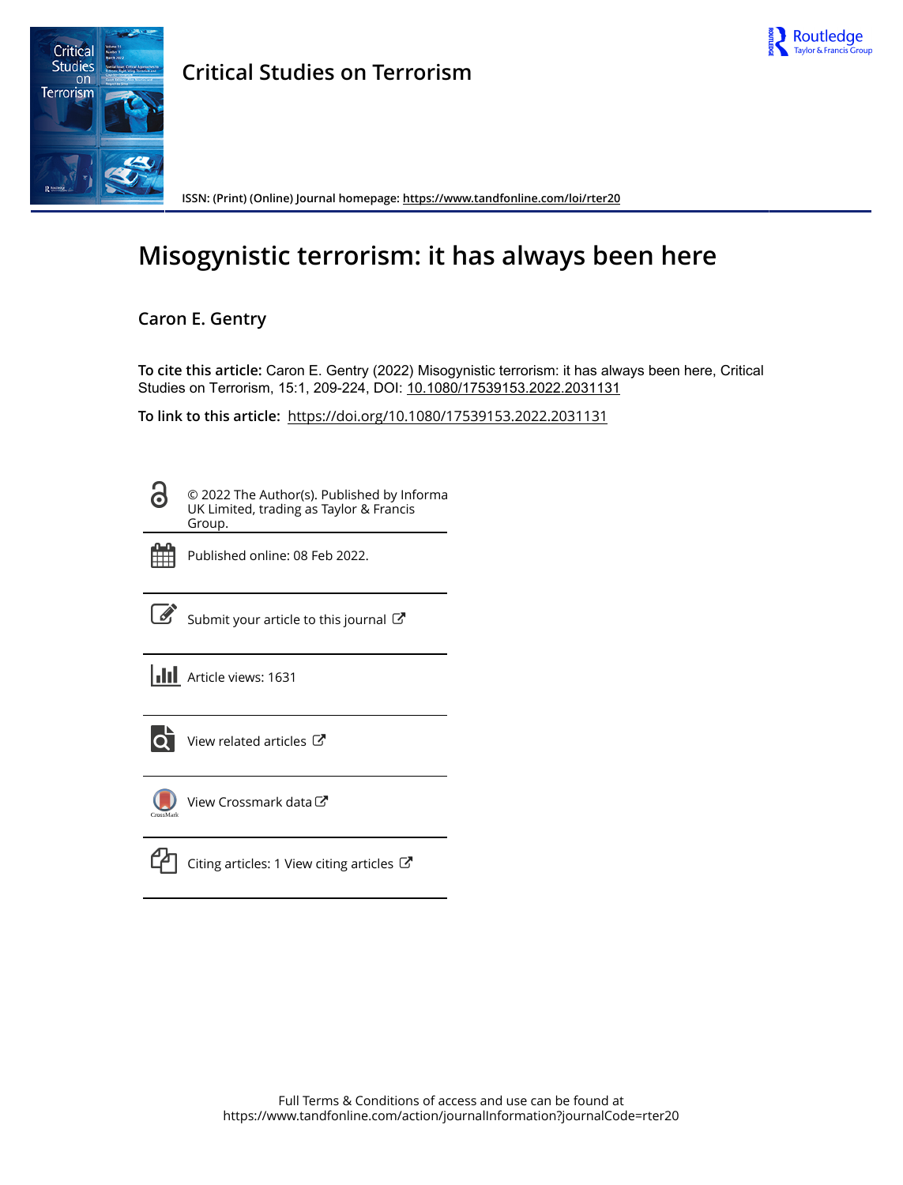# Critical Studies on Terrorism

ISSN: (Print) (Online) Journal homepage: https://www.tandfonline.com/loi/rter20

# Misogynistic terrorism: it has always been here

## Caron E. Gentry

**To cite this article:** Caron E. Gentry (2022) Misogynistic terrorism: it has always been here, Critical Studies on Terrorism, 15:1, 209-224, DOI: 10.1080/17539153.2022.2031131

**To link to this article:** https://doi.org/10.1080/17539153.2022.2031131

© 2022 The Author(s). Published by Informa UK Limited, trading as Taylor & Francis Group.

Published online: 08 Feb 2022.

Submit your article to this journal

Article views: 1631

View related articles

View Crossmark data

Citing articles: 1 View citing articles

Full Terms & Conditions of access and use can be found at
https://www.tandfonline.com/action/journalInformation?journalCode=rter20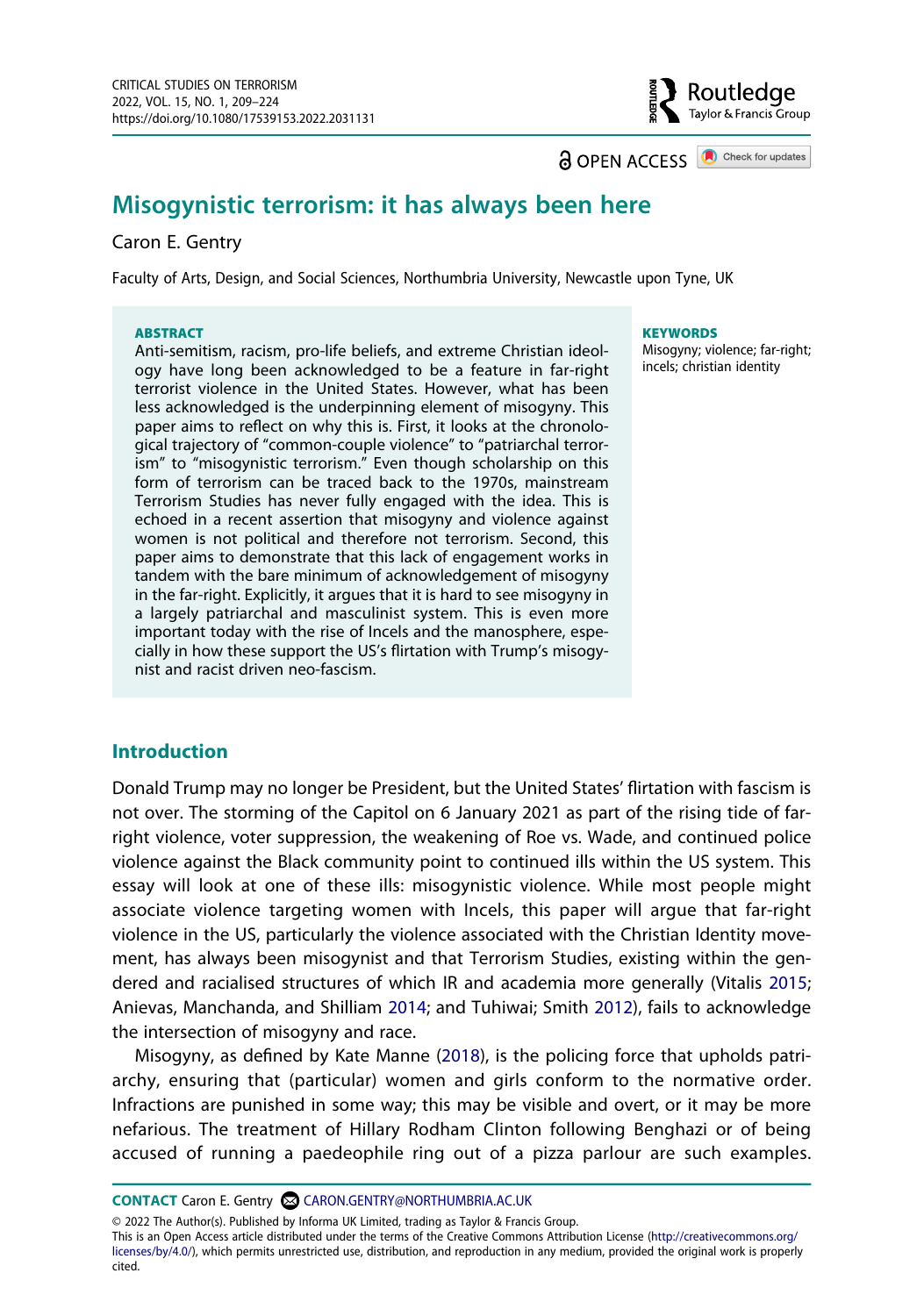# Misogynistic terrorism: it has always been here

Caron E. Gentry

Faculty of Arts, Design, and Social Sciences, Northumbria University, Newcastle upon Tyne, UK

**ABSTRACT**

Anti-semitism, racism, pro-life beliefs, and extreme Christian ideology have long been acknowledged to be a feature in far-right terrorist violence in the United States. However, what has been less acknowledged is the underpinning element of misogyny. This paper aims to reflect on why this is. First, it looks at the chronological trajectory of "common-couple violence" to "patriarchal terrorism" to "misogynistic terrorism." Even though scholarship on this form of terrorism can be traced back to the 1970s, mainstream Terrorism Studies has never fully engaged with the idea. This is echoed in a recent assertion that misogyny and violence against women is not political and therefore not terrorism. Second, this paper aims to demonstrate that this lack of engagement works in tandem with the bare minimum of acknowledgement of misogyny in the far-right. Explicitly, it argues that it is hard to see misogyny in a largely patriarchal and masculinist system. This is even more important today with the rise of Incels and the manosphere, especially in how these support the US's flirtation with Trump's misogynist and racist driven neo-fascism.

**KEYWORDS**

Misogyny; violence; far-right; incels; christian identity

## Introduction

Donald Trump may no longer be President, but the United States' flirtation with fascism is not over. The storming of the Capitol on 6 January 2021 as part of the rising tide of far-right violence, voter suppression, the weakening of Roe vs. Wade, and continued police violence against the Black community point to continued ills within the US system. This essay will look at one of these ills: misogynistic violence. While most people might associate violence targeting women with Incels, this paper will argue that far-right violence in the US, particularly the violence associated with the Christian Identity movement, has always been misogynist and that Terrorism Studies, existing within the gendered and racialised structures of which IR and academia more generally (Vitalis 2015; Anievas, Manchanda, and Shilliam 2014; and Tuhiwai; Smith 2012), fails to acknowledge the intersection of misogyny and race.

Misogyny, as defined by Kate Manne (2018), is the policing force that upholds patriarchy, ensuring that (particular) women and girls conform to the normative order. Infractions are punished in some way; this may be visible and overt, or it may be more nefarious. The treatment of Hillary Rodham Clinton following Benghazi or of being accused of running a paedophile ring out of a pizza parlour are such examples.

**CONTACT** Caron E. Gentry CARON.GENTRY@NORTHUMBRIA.AC.UK

© 2022 The Author(s). Published by Informa UK Limited, trading as Taylor & Francis Group.
This is an Open Access article distributed under the terms of the Creative Commons Attribution License (http://creativecommons.org/licenses/by/4.0/), which permits unrestricted use, distribution, and reproduction in any medium, provided the original work is properly cited.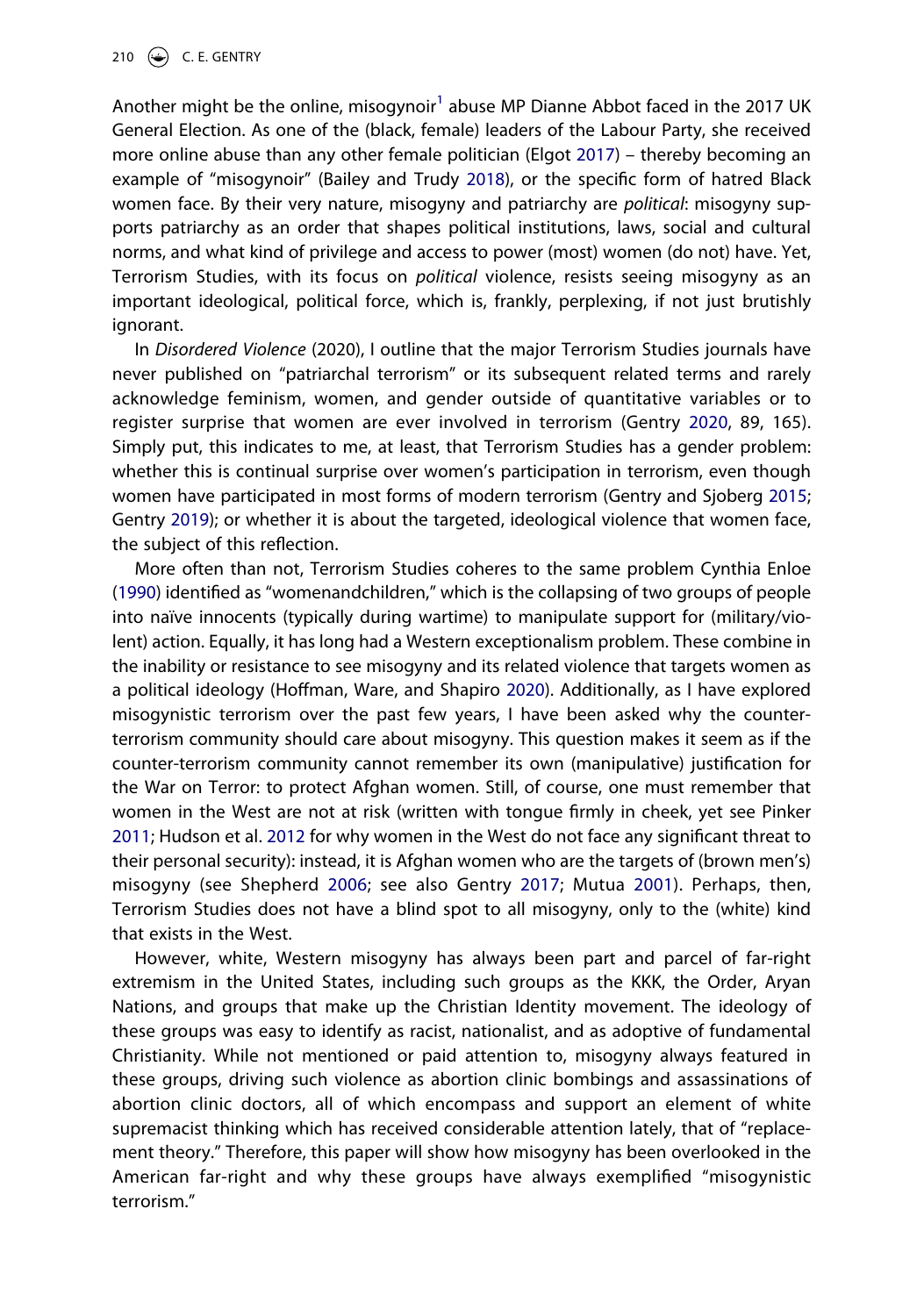Another might be the online, misogynoir[1] abuse MP Dianne Abbot faced in the 2017 UK General Election. As one of the (black, female) leaders of the Labour Party, she received more online abuse than any other female politician (Elgot 2017) – thereby becoming an example of "misogynoir" (Bailey and Trudy 2018), or the specific form of hatred Black women face. By their very nature, misogyny and patriarchy are *political*: misogyny supports patriarchy as an order that shapes political institutions, laws, social and cultural norms, and what kind of privilege and access to power (most) women (do not) have. Yet, Terrorism Studies, with its focus on *political* violence, resists seeing misogyny as an important ideological, political force, which is, frankly, perplexing, if not just brutishly ignorant.

In *Disordered Violence* (2020), I outline that the major Terrorism Studies journals have never published on "patriarchal terrorism" or its subsequent related terms and rarely acknowledge feminism, women, and gender outside of quantitative variables or to register surprise that women are ever involved in terrorism (Gentry 2020, 89, 165). Simply put, this indicates to me, at least, that Terrorism Studies has a gender problem: whether this is continual surprise over women's participation in terrorism, even though women have participated in most forms of modern terrorism (Gentry and Sjoberg 2015; Gentry 2019); or whether it is about the targeted, ideological violence that women face, the subject of this reflection.

More often than not, Terrorism Studies coheres to the same problem Cynthia Enloe (1990) identified as "womenandchildren," which is the collapsing of two groups of people into naïve innocents (typically during wartime) to manipulate support for (military/violent) action. Equally, it has long had a Western exceptionalism problem. These combine in the inability or resistance to see misogyny and its related violence that targets women as a political ideology (Hoffman, Ware, and Shapiro 2020). Additionally, as I have explored misogynistic terrorism over the past few years, I have been asked why the counter-terrorism community should care about misogyny. This question makes it seem as if the counter-terrorism community cannot remember its own (manipulative) justification for the War on Terror: to protect Afghan women. Still, of course, one must remember that women in the West are not at risk (written with tongue firmly in cheek, yet see Pinker 2011; Hudson et al. 2012 for why women in the West do not face any significant threat to their personal security): instead, it is Afghan women who are the targets of (brown men's) misogyny (see Shepherd 2006; see also Gentry 2017; Mutua 2001). Perhaps, then, Terrorism Studies does not have a blind spot to all misogyny, only to the (white) kind that exists in the West.

However, white, Western misogyny has always been part and parcel of far-right extremism in the United States, including such groups as the KKK, the Order, Aryan Nations, and groups that make up the Christian Identity movement. The ideology of these groups was easy to identify as racist, nationalist, and as adoptive of fundamental Christianity. While not mentioned or paid attention to, misogyny always featured in these groups, driving such violence as abortion clinic bombings and assassinations of abortion clinic doctors, all of which encompass and support an element of white supremacist thinking which has received considerable attention lately, that of "replacement theory." Therefore, this paper will show how misogyny has been overlooked in the American far-right and why these groups have always exemplified "misogynistic terrorism."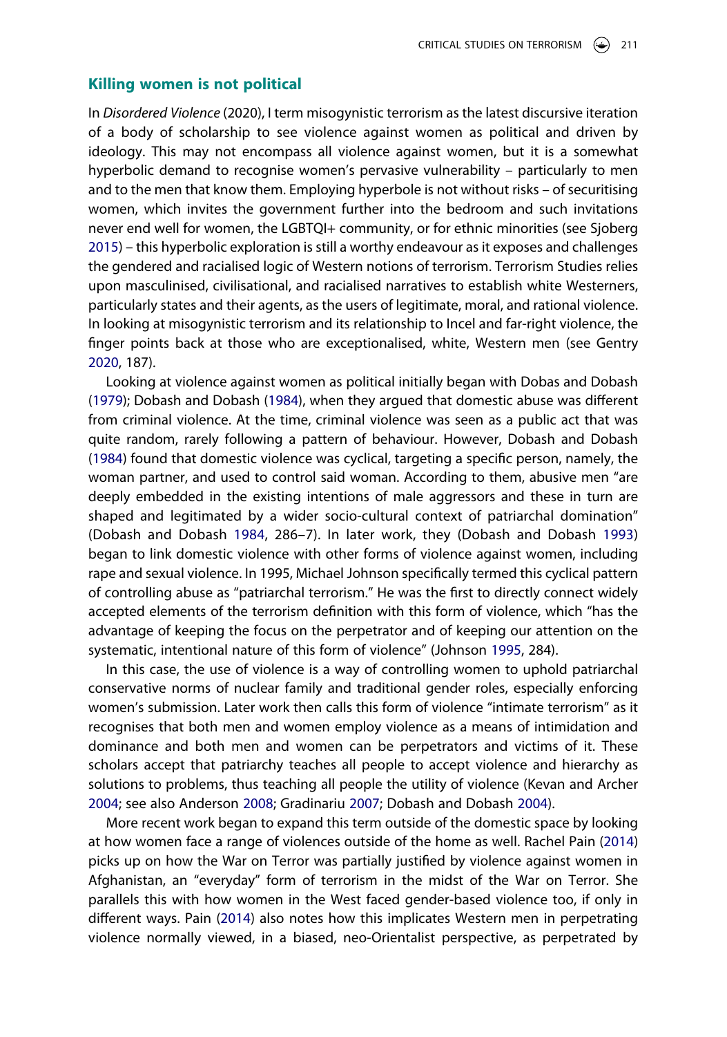## Killing women is not political

In *Disordered Violence* (2020), I term misogynistic terrorism as the latest discursive iteration of a body of scholarship to see violence against women as political and driven by ideology. This may not encompass all violence against women, but it is a somewhat hyperbolic demand to recognise women's pervasive vulnerability – particularly to men and to the men that know them. Employing hyperbole is not without risks – of securitising women, which invites the government further into the bedroom and such invitations never end well for women, the LGBTQI+ community, or for ethnic minorities (see Sjoberg 2015) – this hyperbolic exploration is still a worthy endeavour as it exposes and challenges the gendered and racialised logic of Western notions of terrorism. Terrorism Studies relies upon masculinised, civilisational, and racialised narratives to establish white Westerners, particularly states and their agents, as the users of legitimate, moral, and rational violence. In looking at misogynistic terrorism and its relationship to Incel and far-right violence, the finger points back at those who are exceptionalised, white, Western men (see Gentry 2020, 187).

Looking at violence against women as political initially began with Dobas and Dobash (1979); Dobash and Dobash (1984), when they argued that domestic abuse was different from criminal violence. At the time, criminal violence was seen as a public act that was quite random, rarely following a pattern of behaviour. However, Dobash and Dobash (1984) found that domestic violence was cyclical, targeting a specific person, namely, the woman partner, and used to control said woman. According to them, abusive men "are deeply embedded in the existing intentions of male aggressors and these in turn are shaped and legitimated by a wider socio-cultural context of patriarchal domination" (Dobash and Dobash 1984, 286–7). In later work, they (Dobash and Dobash 1993) began to link domestic violence with other forms of violence against women, including rape and sexual violence. In 1995, Michael Johnson specifically termed this cyclical pattern of controlling abuse as "patriarchal terrorism." He was the first to directly connect widely accepted elements of the terrorism definition with this form of violence, which "has the advantage of keeping the focus on the perpetrator and of keeping our attention on the systematic, intentional nature of this form of violence" (Johnson 1995, 284).

In this case, the use of violence is a way of controlling women to uphold patriarchal conservative norms of nuclear family and traditional gender roles, especially enforcing women's submission. Later work then calls this form of violence "intimate terrorism" as it recognises that both men and women employ violence as a means of intimidation and dominance and both men and women can be perpetrators and victims of it. These scholars accept that patriarchy teaches all people to accept violence and hierarchy as solutions to problems, thus teaching all people the utility of violence (Kevan and Archer 2004; see also Anderson 2008; Gradinariu 2007; Dobash and Dobash 2004).

More recent work began to expand this term outside of the domestic space by looking at how women face a range of violences outside of the home as well. Rachel Pain (2014) picks up on how the War on Terror was partially justified by violence against women in Afghanistan, an "everyday" form of terrorism in the midst of the War on Terror. She parallels this with how women in the West faced gender-based violence too, if only in different ways. Pain (2014) also notes how this implicates Western men in perpetrating violence normally viewed, in a biased, neo-Orientalist perspective, as perpetrated by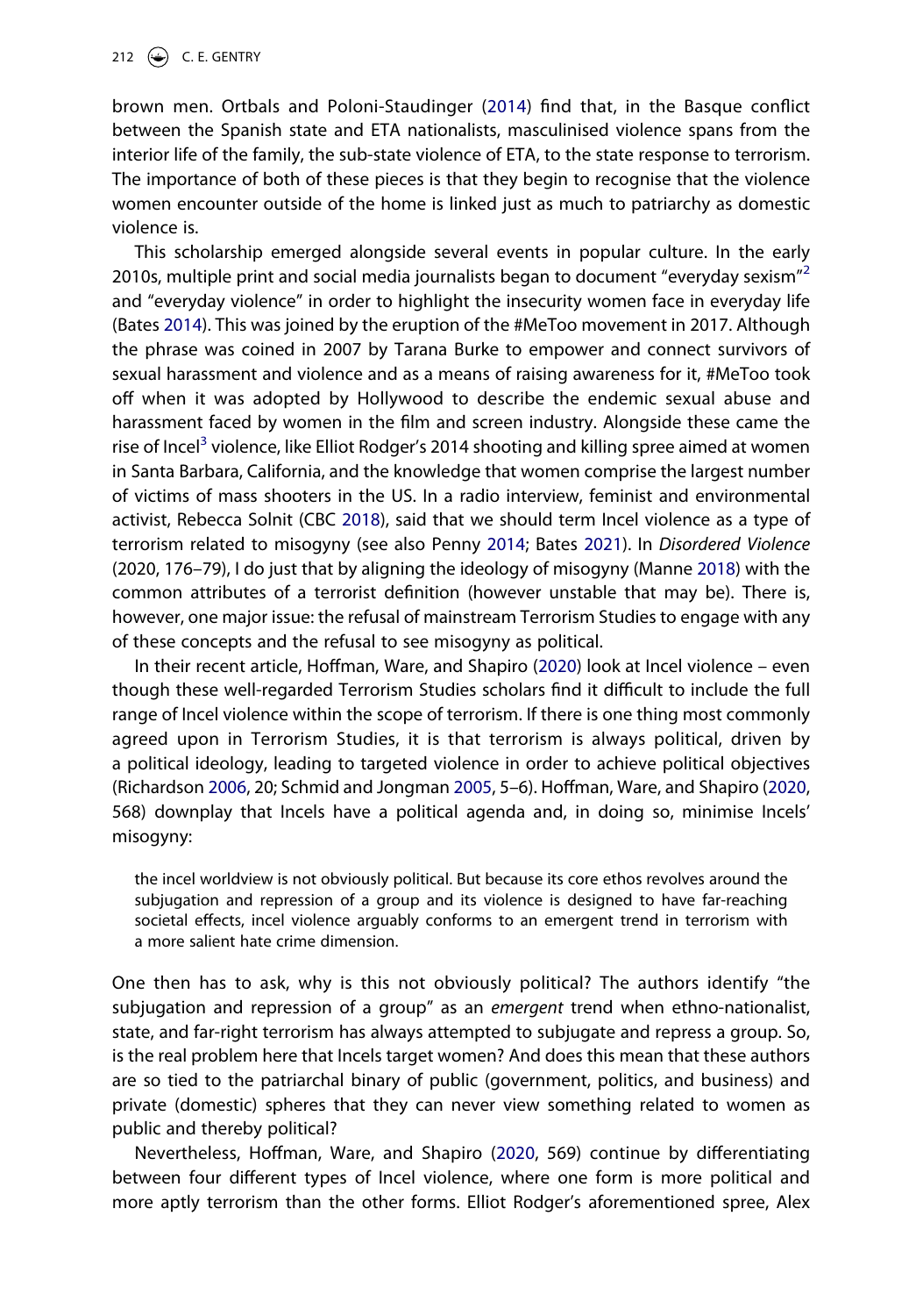brown men. Ortbals and Poloni-Staudinger (2014) find that, in the Basque conflict between the Spanish state and ETA nationalists, masculinised violence spans from the interior life of the family, the sub-state violence of ETA, to the state response to terrorism. The importance of both of these pieces is that they begin to recognise that the violence women encounter outside of the home is linked just as much to patriarchy as domestic violence is.

This scholarship emerged alongside several events in popular culture. In the early 2010s, multiple print and social media journalists began to document "everyday sexism"[2] and "everyday violence" in order to highlight the insecurity women face in everyday life (Bates 2014). This was joined by the eruption of the #MeToo movement in 2017. Although the phrase was coined in 2007 by Tarana Burke to empower and connect survivors of sexual harassment and violence and as a means of raising awareness for it, #MeToo took off when it was adopted by Hollywood to describe the endemic sexual abuse and harassment faced by women in the film and screen industry. Alongside these came the rise of Incel[3] violence, like Elliot Rodger's 2014 shooting and killing spree aimed at women in Santa Barbara, California, and the knowledge that women comprise the largest number of victims of mass shooters in the US. In a radio interview, feminist and environmental activist, Rebecca Solnit (CBC 2018), said that we should term Incel violence as a type of terrorism related to misogyny (see also Penny 2014; Bates 2021). In *Disordered Violence* (2020, 176–79), I do just that by aligning the ideology of misogyny (Manne 2018) with the common attributes of a terrorist definition (however unstable that may be). There is, however, one major issue: the refusal of mainstream Terrorism Studies to engage with any of these concepts and the refusal to see misogyny as political.

In their recent article, Hoffman, Ware, and Shapiro (2020) look at Incel violence – even though these well-regarded Terrorism Studies scholars find it difficult to include the full range of Incel violence within the scope of terrorism. If there is one thing most commonly agreed upon in Terrorism Studies, it is that terrorism is always political, driven by a political ideology, leading to targeted violence in order to achieve political objectives (Richardson 2006, 20; Schmid and Jongman 2005, 5–6). Hoffman, Ware, and Shapiro (2020, 568) downplay that Incels have a political agenda and, in doing so, minimise Incels' misogyny:

> the incel worldview is not obviously political. But because its core ethos revolves around the subjugation and repression of a group and its violence is designed to have far-reaching societal effects, incel violence arguably conforms to an emergent trend in terrorism with a more salient hate crime dimension.

One then has to ask, why is this not obviously political? The authors identify "the subjugation and repression of a group" as an *emergent* trend when ethno-nationalist, state, and far-right terrorism has always attempted to subjugate and repress a group. So, is the real problem here that Incels target women? And does this mean that these authors are so tied to the patriarchal binary of public (government, politics, and business) and private (domestic) spheres that they can never view something related to women as public and thereby political?

Nevertheless, Hoffman, Ware, and Shapiro (2020, 569) continue by differentiating between four different types of Incel violence, where one form is more political and more aptly terrorism than the other forms. Elliot Rodger's aforementioned spree, Alex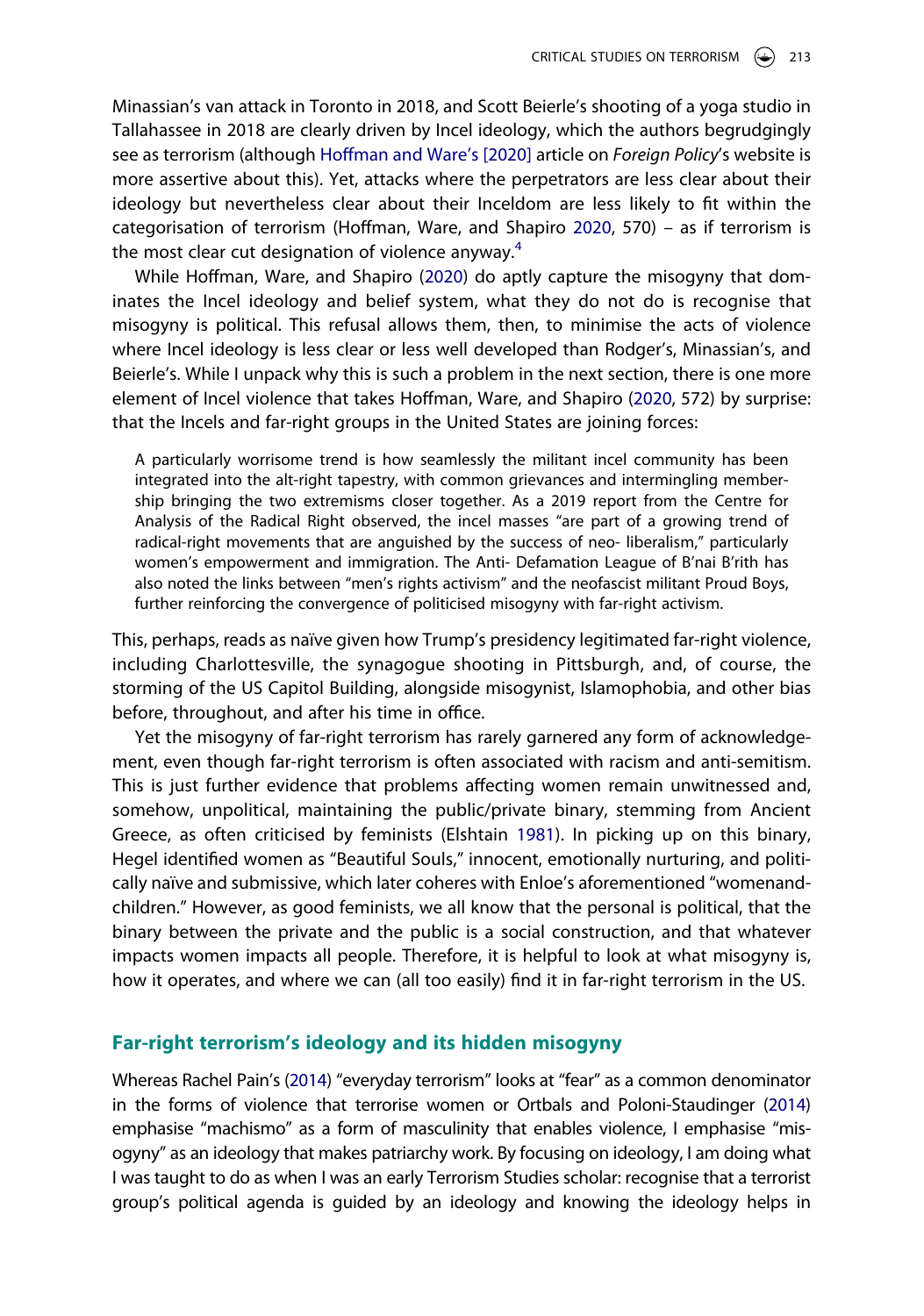Minassian's van attack in Toronto in 2018, and Scott Beierle's shooting of a yoga studio in Tallahassee in 2018 are clearly driven by Incel ideology, which the authors begrudgingly see as terrorism (although Hoffman and Ware's [2020] article on *Foreign Policy*'s website is more assertive about this). Yet, attacks where the perpetrators are less clear about their ideology but nevertheless clear about their Inceldom are less likely to fit within the categorisation of terrorism (Hoffman, Ware, and Shapiro 2020, 570) – as if terrorism is the most clear cut designation of violence anyway.[4]

While Hoffman, Ware, and Shapiro (2020) do aptly capture the misogyny that dominates the Incel ideology and belief system, what they do not do is recognise that misogyny is political. This refusal allows them, then, to minimise the acts of violence where Incel ideology is less clear or less well developed than Rodger's, Minassian's, and Beierle's. While I unpack why this is such a problem in the next section, there is one more element of Incel violence that takes Hoffman, Ware, and Shapiro (2020, 572) by surprise: that the Incels and far-right groups in the United States are joining forces:

> A particularly worrisome trend is how seamlessly the militant incel community has been integrated into the alt-right tapestry, with common grievances and intermingling membership bringing the two extremisms closer together. As a 2019 report from the Centre for Analysis of the Radical Right observed, the incel masses "are part of a growing trend of radical-right movements that are anguished by the success of neo- liberalism," particularly women's empowerment and immigration. The Anti- Defamation League of B'nai B'rith has also noted the links between "men's rights activism" and the neofascist militant Proud Boys, further reinforcing the convergence of politicised misogyny with far-right activism.

This, perhaps, reads as naïve given how Trump's presidency legitimated far-right violence, including Charlottesville, the synagogue shooting in Pittsburgh, and, of course, the storming of the US Capitol Building, alongside misogynist, Islamophobia, and other bias before, throughout, and after his time in office.

Yet the misogyny of far-right terrorism has rarely garnered any form of acknowledgement, even though far-right terrorism is often associated with racism and anti-semitism. This is just further evidence that problems affecting women remain unwitnessed and, somehow, unpolitical, maintaining the public/private binary, stemming from Ancient Greece, as often criticised by feminists (Elshtain 1981). In picking up on this binary, Hegel identified women as "Beautiful Souls," innocent, emotionally nurturing, and politically naïve and submissive, which later coheres with Enloe's aforementioned "womenandchildren." However, as good feminists, we all know that the personal is political, that the binary between the private and the public is a social construction, and that whatever impacts women impacts all people. Therefore, it is helpful to look at what misogyny is, how it operates, and where we can (all too easily) find it in far-right terrorism in the US.

## Far-right terrorism's ideology and its hidden misogyny

Whereas Rachel Pain's (2014) "everyday terrorism" looks at "fear" as a common denominator in the forms of violence that terrorise women or Ortbals and Poloni-Staudinger (2014) emphasise "machismo" as a form of masculinity that enables violence, I emphasise "misogyny" as an ideology that makes patriarchy work. By focusing on ideology, I am doing what I was taught to do as when I was an early Terrorism Studies scholar: recognise that a terrorist group's political agenda is guided by an ideology and knowing the ideology helps in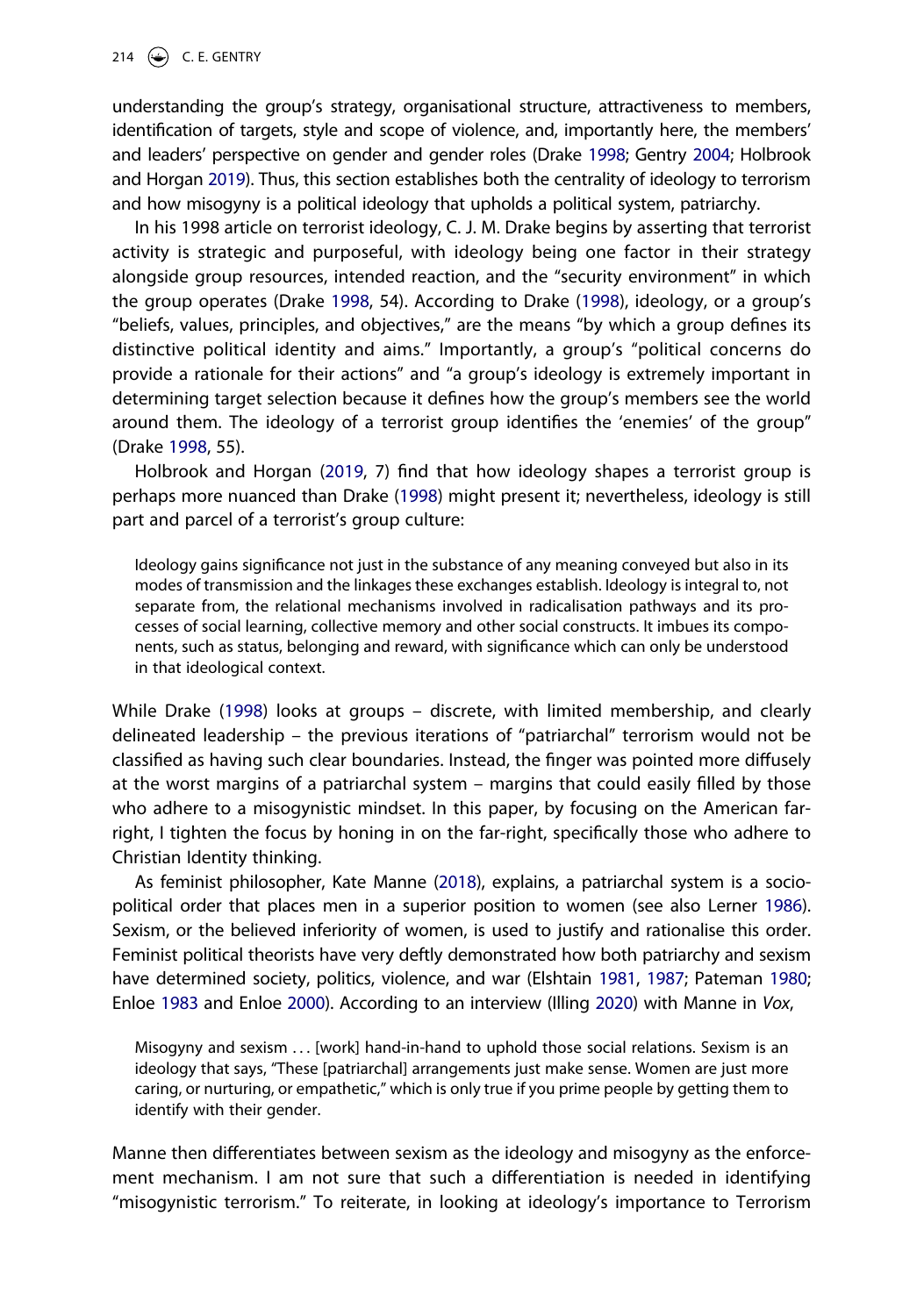understanding the group's strategy, organisational structure, attractiveness to members, identification of targets, style and scope of violence, and, importantly here, the members' and leaders' perspective on gender and gender roles (Drake 1998; Gentry 2004; Holbrook and Horgan 2019). Thus, this section establishes both the centrality of ideology to terrorism and how misogyny is a political ideology that upholds a political system, patriarchy.

In his 1998 article on terrorist ideology, C. J. M. Drake begins by asserting that terrorist activity is strategic and purposeful, with ideology being one factor in their strategy alongside group resources, intended reaction, and the "security environment" in which the group operates (Drake 1998, 54). According to Drake (1998), ideology, or a group's "beliefs, values, principles, and objectives," are the means "by which a group defines its distinctive political identity and aims." Importantly, a group's "political concerns do provide a rationale for their actions" and "a group's ideology is extremely important in determining target selection because it defines how the group's members see the world around them. The ideology of a terrorist group identifies the 'enemies' of the group" (Drake 1998, 55).

Holbrook and Horgan (2019, 7) find that how ideology shapes a terrorist group is perhaps more nuanced than Drake (1998) might present it; nevertheless, ideology is still part and parcel of a terrorist's group culture:

> Ideology gains significance not just in the substance of any meaning conveyed but also in its modes of transmission and the linkages these exchanges establish. Ideology is integral to, not separate from, the relational mechanisms involved in radicalisation pathways and its processes of social learning, collective memory and other social constructs. It imbues its components, such as status, belonging and reward, with significance which can only be understood in that ideological context.

While Drake (1998) looks at groups – discrete, with limited membership, and clearly delineated leadership – the previous iterations of "patriarchal" terrorism would not be classified as having such clear boundaries. Instead, the finger was pointed more diffusely at the worst margins of a patriarchal system – margins that could easily filled by those who adhere to a misogynistic mindset. In this paper, by focusing on the American far-right, I tighten the focus by honing in on the far-right, specifically those who adhere to Christian Identity thinking.

As feminist philosopher, Kate Manne (2018), explains, a patriarchal system is a socio-political order that places men in a superior position to women (see also Lerner 1986). Sexism, or the believed inferiority of women, is used to justify and rationalise this order. Feminist political theorists have very deftly demonstrated how both patriarchy and sexism have determined society, politics, violence, and war (Elshtain 1981, 1987; Pateman 1980; Enloe 1983 and Enloe 2000). According to an interview (Illing 2020) with Manne in *Vox*,

> Misogyny and sexism ... [work] hand-in-hand to uphold those social relations. Sexism is an ideology that says, "These [patriarchal] arrangements just make sense. Women are just more caring, or nurturing, or empathetic," which is only true if you prime people by getting them to identify with their gender.

Manne then differentiates between sexism as the ideology and misogyny as the enforcement mechanism. I am not sure that such a differentiation is needed in identifying "misogynistic terrorism." To reiterate, in looking at ideology's importance to Terrorism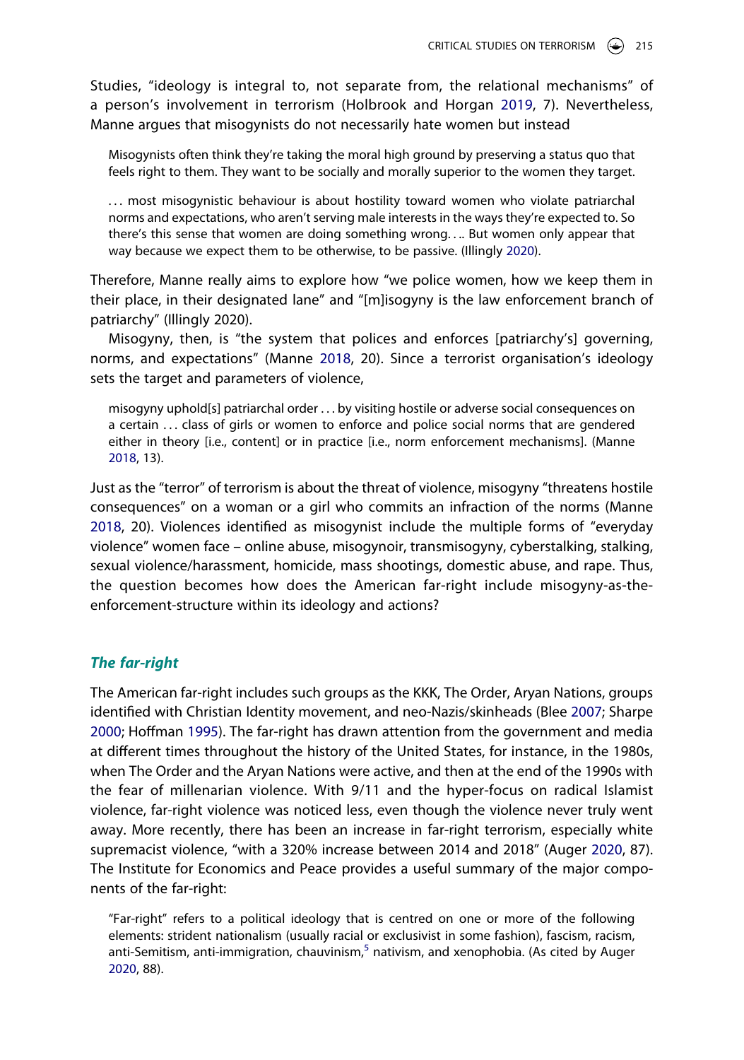Studies, "ideology is integral to, not separate from, the relational mechanisms" of a person's involvement in terrorism (Holbrook and Horgan 2019, 7). Nevertheless, Manne argues that misogynists do not necessarily hate women but instead

> Misogynists often think they're taking the moral high ground by preserving a status quo that feels right to them. They want to be socially and morally superior to the women they target.
>
> . . . most misogynistic behaviour is about hostility toward women who violate patriarchal norms and expectations, who aren't serving male interests in the ways they're expected to. So there's this sense that women are doing something wrong. . .. But women only appear that way because we expect them to be otherwise, to be passive. (Illingly 2020).

Therefore, Manne really aims to explore how "we police women, how we keep them in their place, in their designated lane" and "[m]isogyny is the law enforcement branch of patriarchy" (Illingly 2020).

Misogyny, then, is "the system that polices and enforces [patriarchy's] governing, norms, and expectations" (Manne 2018, 20). Since a terrorist organisation's ideology sets the target and parameters of violence,

> misogyny uphold[s] patriarchal order . . . by visiting hostile or adverse social consequences on a certain . . . class of girls or women to enforce and police social norms that are gendered either in theory [i.e., content] or in practice [i.e., norm enforcement mechanisms]. (Manne 2018, 13).

Just as the "terror" of terrorism is about the threat of violence, misogyny "threatens hostile consequences" on a woman or a girl who commits an infraction of the norms (Manne 2018, 20). Violences identified as misogynist include the multiple forms of "everyday violence" women face – online abuse, misogynoir, transmisogyny, cyberstalking, stalking, sexual violence/harassment, homicide, mass shootings, domestic abuse, and rape. Thus, the question becomes how does the American far-right include misogyny-as-the-enforcement-structure within its ideology and actions?

## *The far-right*

The American far-right includes such groups as the KKK, The Order, Aryan Nations, groups identified with Christian Identity movement, and neo-Nazis/skinheads (Blee 2007; Sharpe 2000; Hoffman 1995). The far-right has drawn attention from the government and media at different times throughout the history of the United States, for instance, in the 1980s, when The Order and the Aryan Nations were active, and then at the end of the 1990s with the fear of millenarian violence. With 9/11 and the hyper-focus on radical Islamist violence, far-right violence was noticed less, even though the violence never truly went away. More recently, there has been an increase in far-right terrorism, especially white supremacist violence, "with a 320% increase between 2014 and 2018" (Auger 2020, 87). The Institute for Economics and Peace provides a useful summary of the major components of the far-right:

> "Far-right" refers to a political ideology that is centred on one or more of the following elements: strident nationalism (usually racial or exclusivist in some fashion), fascism, racism, anti-Semitism, anti-immigration, chauvinism,[5] nativism, and xenophobia. (As cited by Auger 2020, 88).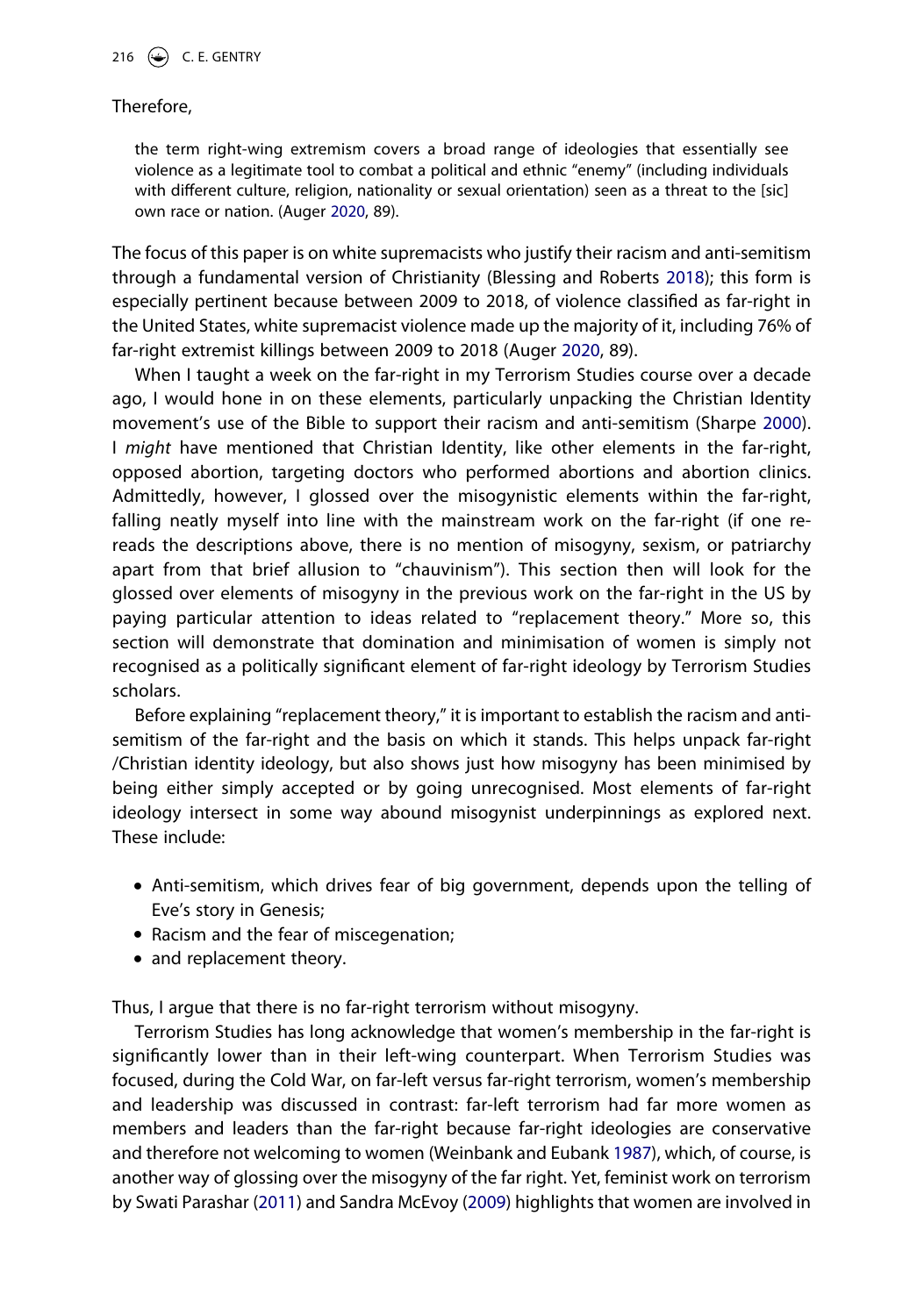Therefore,

> the term right-wing extremism covers a broad range of ideologies that essentially see violence as a legitimate tool to combat a political and ethnic "enemy" (including individuals with different culture, religion, nationality or sexual orientation) seen as a threat to the [sic] own race or nation. (Auger 2020, 89).

The focus of this paper is on white supremacists who justify their racism and anti-semitism through a fundamental version of Christianity (Blessing and Roberts 2018); this form is especially pertinent because between 2009 to 2018, of violence classified as far-right in the United States, white supremacist violence made up the majority of it, including 76% of far-right extremist killings between 2009 to 2018 (Auger 2020, 89).

When I taught a week on the far-right in my Terrorism Studies course over a decade ago, I would hone in on these elements, particularly unpacking the Christian Identity movement's use of the Bible to support their racism and anti-semitism (Sharpe 2000). I *might* have mentioned that Christian Identity, like other elements in the far-right, opposed abortion, targeting doctors who performed abortions and abortion clinics. Admittedly, however, I glossed over the misogynistic elements within the far-right, falling neatly myself into line with the mainstream work on the far-right (if one re-reads the descriptions above, there is no mention of misogyny, sexism, or patriarchy apart from that brief allusion to "chauvinism"). This section then will look for the glossed over elements of misogyny in the previous work on the far-right in the US by paying particular attention to ideas related to "replacement theory." More so, this section will demonstrate that domination and minimisation of women is simply not recognised as a politically significant element of far-right ideology by Terrorism Studies scholars.

Before explaining "replacement theory," it is important to establish the racism and anti-semitism of the far-right and the basis on which it stands. This helps unpack far-right /Christian identity ideology, but also shows just how misogyny has been minimised by being either simply accepted or by going unrecognised. Most elements of far-right ideology intersect in some way abound misogynist underpinnings as explored next. These include:

- Anti-semitism, which drives fear of big government, depends upon the telling of Eve's story in Genesis;
- Racism and the fear of miscegenation;
- and replacement theory.

Thus, I argue that there is no far-right terrorism without misogyny.

Terrorism Studies has long acknowledge that women's membership in the far-right is significantly lower than in their left-wing counterpart. When Terrorism Studies was focused, during the Cold War, on far-left versus far-right terrorism, women's membership and leadership was discussed in contrast: far-left terrorism had far more women as members and leaders than the far-right because far-right ideologies are conservative and therefore not welcoming to women (Weinbank and Eubank 1987), which, of course, is another way of glossing over the misogyny of the far right. Yet, feminist work on terrorism by Swati Parashar (2011) and Sandra McEvoy (2009) highlights that women are involved in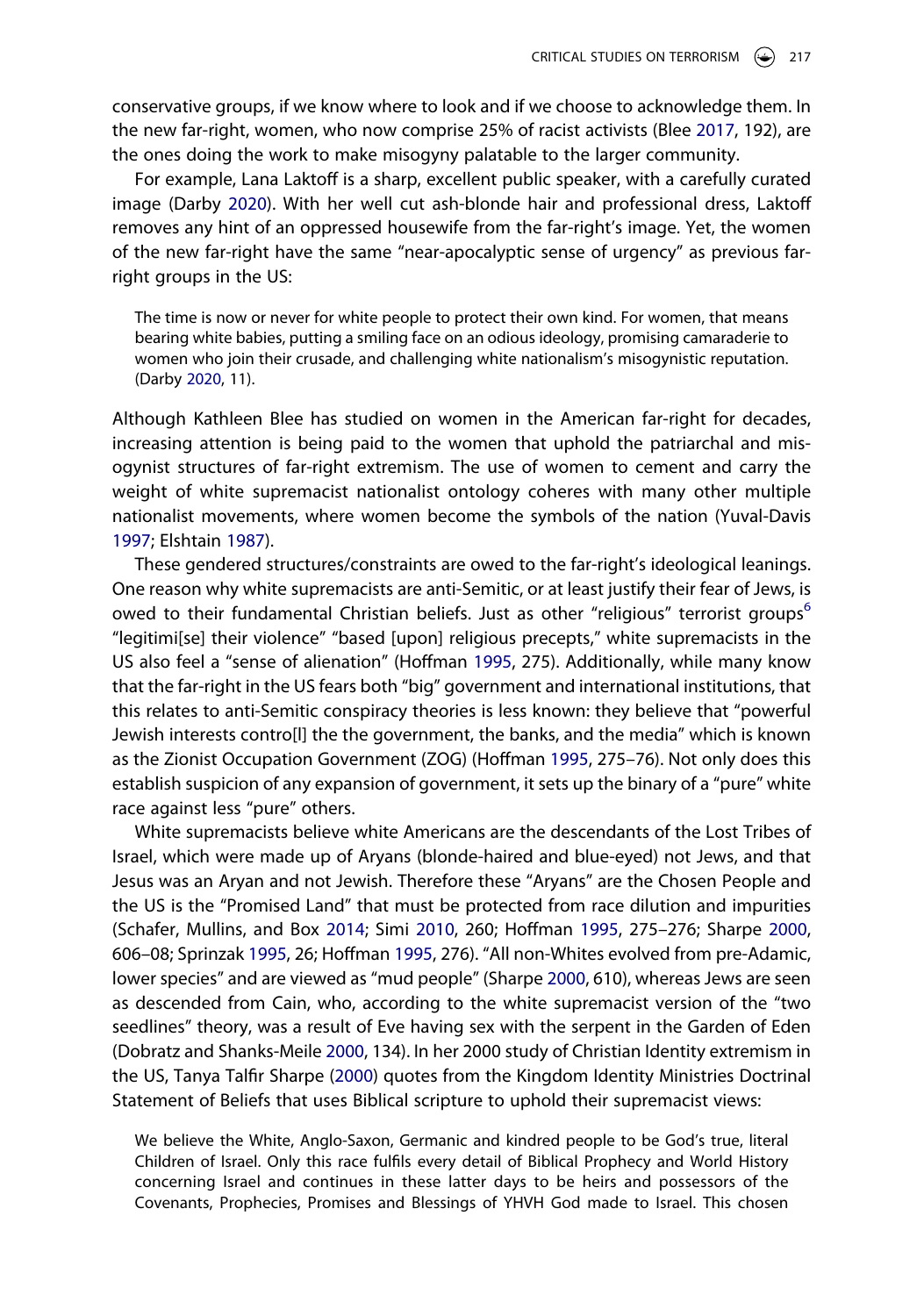conservative groups, if we know where to look and if we choose to acknowledge them. In the new far-right, women, who now comprise 25% of racist activists (Blee 2017, 192), are the ones doing the work to make misogyny palatable to the larger community.

For example, Lana Laktoff is a sharp, excellent public speaker, with a carefully curated image (Darby 2020). With her well cut ash-blonde hair and professional dress, Laktoff removes any hint of an oppressed housewife from the far-right's image. Yet, the women of the new far-right have the same "near-apocalyptic sense of urgency" as previous far-right groups in the US:

> The time is now or never for white people to protect their own kind. For women, that means bearing white babies, putting a smiling face on an odious ideology, promising camaraderie to women who join their crusade, and challenging white nationalism's misogynistic reputation. (Darby 2020, 11).

Although Kathleen Blee has studied on women in the American far-right for decades, increasing attention is being paid to the women that uphold the patriarchal and misogynist structures of far-right extremism. The use of women to cement and carry the weight of white supremacist nationalist ontology coheres with many other multiple nationalist movements, where women become the symbols of the nation (Yuval-Davis 1997; Elshtain 1987).

These gendered structures/constraints are owed to the far-right's ideological leanings. One reason why white supremacists are anti-Semitic, or at least justify their fear of Jews, is owed to their fundamental Christian beliefs. Just as other "religious" terrorist groups[6] "legitimi[se] their violence" "based [upon] religious precepts," white supremacists in the US also feel a "sense of alienation" (Hoffman 1995, 275). Additionally, while many know that the far-right in the US fears both "big" government and international institutions, that this relates to anti-Semitic conspiracy theories is less known: they believe that "powerful Jewish interests contro[l] the the government, the banks, and the media" which is known as the Zionist Occupation Government (ZOG) (Hoffman 1995, 275–76). Not only does this establish suspicion of any expansion of government, it sets up the binary of a "pure" white race against less "pure" others.

White supremacists believe white Americans are the descendants of the Lost Tribes of Israel, which were made up of Aryans (blonde-haired and blue-eyed) not Jews, and that Jesus was an Aryan and not Jewish. Therefore these "Aryans" are the Chosen People and the US is the "Promised Land" that must be protected from race dilution and impurities (Schafer, Mullins, and Box 2014; Simi 2010, 260; Hoffman 1995, 275–276; Sharpe 2000, 606–08; Sprinzak 1995, 26; Hoffman 1995, 276). "All non-Whites evolved from pre-Adamic, lower species" and are viewed as "mud people" (Sharpe 2000, 610), whereas Jews are seen as descended from Cain, who, according to the white supremacist version of the "two seedlines" theory, was a result of Eve having sex with the serpent in the Garden of Eden (Dobratz and Shanks-Meile 2000, 134). In her 2000 study of Christian Identity extremism in the US, Tanya Talfir Sharpe (2000) quotes from the Kingdom Identity Ministries Doctrinal Statement of Beliefs that uses Biblical scripture to uphold their supremacist views:

> We believe the White, Anglo-Saxon, Germanic and kindred people to be God's true, literal Children of Israel. Only this race fulfils every detail of Biblical Prophecy and World History concerning Israel and continues in these latter days to be heirs and possessors of the Covenants, Prophecies, Promises and Blessings of YHVH God made to Israel. This chosen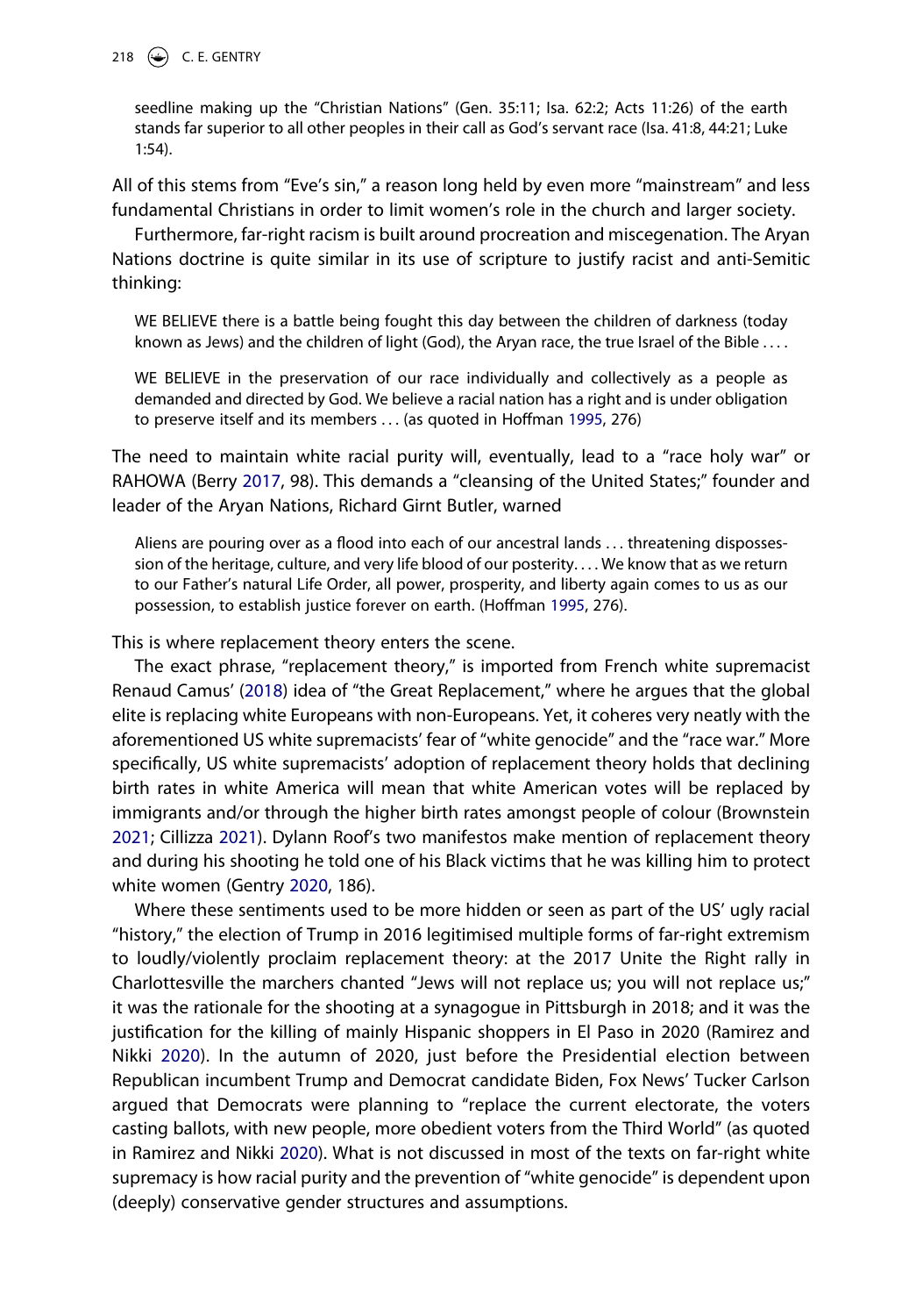seedline making up the "Christian Nations" (Gen. 35:11; Isa. 62:2; Acts 11:26) of the earth stands far superior to all other peoples in their call as God's servant race (Isa. 41:8, 44:21; Luke 1:54).

All of this stems from "Eve's sin," a reason long held by even more "mainstream" and less fundamental Christians in order to limit women's role in the church and larger society.

Furthermore, far-right racism is built around procreation and miscegenation. The Aryan Nations doctrine is quite similar in its use of scripture to justify racist and anti-Semitic thinking:

> WE BELIEVE there is a battle being fought this day between the children of darkness (today known as Jews) and the children of light (God), the Aryan race, the true Israel of the Bible . . . .
>
> WE BELIEVE in the preservation of our race individually and collectively as a people as demanded and directed by God. We believe a racial nation has a right and is under obligation to preserve itself and its members . . . (as quoted in Hoffman 1995, 276)

The need to maintain white racial purity will, eventually, lead to a "race holy war" or RAHOWA (Berry 2017, 98). This demands a "cleansing of the United States;" founder and leader of the Aryan Nations, Richard Girnt Butler, warned

> Aliens are pouring over as a flood into each of our ancestral lands . . . threatening dispossession of the heritage, culture, and very life blood of our posterity. . . . We know that as we return to our Father's natural Life Order, all power, prosperity, and liberty again comes to us as our possession, to establish justice forever on earth. (Hoffman 1995, 276).

This is where replacement theory enters the scene.

The exact phrase, "replacement theory," is imported from French white supremacist Renaud Camus' (2018) idea of "the Great Replacement," where he argues that the global elite is replacing white Europeans with non-Europeans. Yet, it coheres very neatly with the aforementioned US white supremacists' fear of "white genocide" and the "race war." More specifically, US white supremacists' adoption of replacement theory holds that declining birth rates in white America will mean that white American votes will be replaced by immigrants and/or through the higher birth rates amongst people of colour (Brownstein 2021; Cillizza 2021). Dylann Roof's two manifestos make mention of replacement theory and during his shooting he told one of his Black victims that he was killing him to protect white women (Gentry 2020, 186).

Where these sentiments used to be more hidden or seen as part of the US' ugly racial "history," the election of Trump in 2016 legitimised multiple forms of far-right extremism to loudly/violently proclaim replacement theory: at the 2017 Unite the Right rally in Charlottesville the marchers chanted "Jews will not replace us; you will not replace us;" it was the rationale for the shooting at a synagogue in Pittsburgh in 2018; and it was the justification for the killing of mainly Hispanic shoppers in El Paso in 2020 (Ramirez and Nikki 2020). In the autumn of 2020, just before the Presidential election between Republican incumbent Trump and Democrat candidate Biden, Fox News' Tucker Carlson argued that Democrats were planning to "replace the current electorate, the voters casting ballots, with new people, more obedient voters from the Third World" (as quoted in Ramirez and Nikki 2020). What is not discussed in most of the texts on far-right white supremacy is how racial purity and the prevention of "white genocide" is dependent upon (deeply) conservative gender structures and assumptions.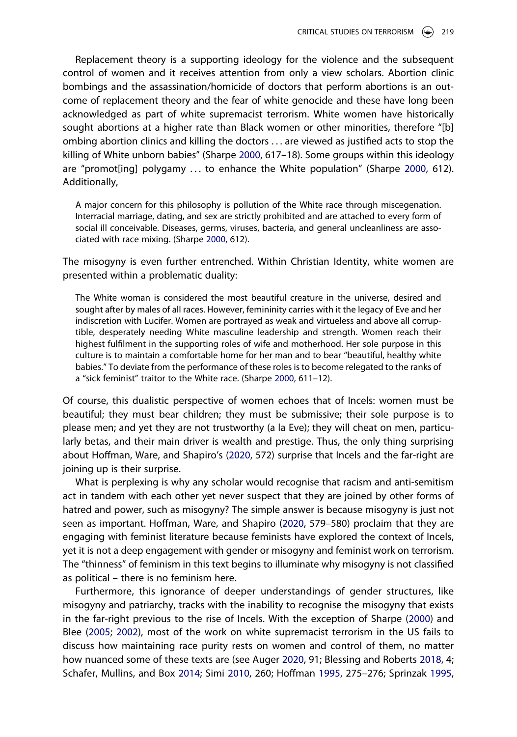Replacement theory is a supporting ideology for the violence and the subsequent control of women and it receives attention from only a view scholars. Abortion clinic bombings and the assassination/homicide of doctors that perform abortions is an outcome of replacement theory and the fear of white genocide and these have long been acknowledged as part of white supremacist terrorism. White women have historically sought abortions at a higher rate than Black women or other minorities, therefore "[b]ombing abortion clinics and killing the doctors . . . are viewed as justified acts to stop the killing of White unborn babies" (Sharpe 2000, 617–18). Some groups within this ideology are "promot[ing] polygamy . . . to enhance the White population" (Sharpe 2000, 612). Additionally,

> A major concern for this philosophy is pollution of the White race through miscegenation. Interracial marriage, dating, and sex are strictly prohibited and are attached to every form of social ill conceivable. Diseases, germs, viruses, bacteria, and general uncleanliness are associated with race mixing. (Sharpe 2000, 612).

The misogyny is even further entrenched. Within Christian Identity, white women are presented within a problematic duality:

> The White woman is considered the most beautiful creature in the universe, desired and sought after by males of all races. However, femininity carries with it the legacy of Eve and her indiscretion with Lucifer. Women are portrayed as weak and virtueless and above all corruptible, desperately needing White masculine leadership and strength. Women reach their highest fulfilment in the supporting roles of wife and motherhood. Her sole purpose in this culture is to maintain a comfortable home for her man and to bear "beautiful, healthy white babies." To deviate from the performance of these roles is to become relegated to the ranks of a "sick feminist" traitor to the White race. (Sharpe 2000, 611–12).

Of course, this dualistic perspective of women echoes that of Incels: women must be beautiful; they must bear children; they must be submissive; their sole purpose is to please men; and yet they are not trustworthy (a la Eve); they will cheat on men, particularly betas, and their main driver is wealth and prestige. Thus, the only thing surprising about Hoffman, Ware, and Shapiro's (2020, 572) surprise that Incels and the far-right are joining up is their surprise.

What is perplexing is why any scholar would recognise that racism and anti-semitism act in tandem with each other yet never suspect that they are joined by other forms of hatred and power, such as misogyny? The simple answer is because misogyny is just not seen as important. Hoffman, Ware, and Shapiro (2020, 579–580) proclaim that they are engaging with feminist literature because feminists have explored the context of Incels, yet it is not a deep engagement with gender or misogyny and feminist work on terrorism. The "thinness" of feminism in this text begins to illuminate why misogyny is not classified as political – there is no feminism here.

Furthermore, this ignorance of deeper understandings of gender structures, like misogyny and patriarchy, tracks with the inability to recognise the misogyny that exists in the far-right previous to the rise of Incels. With the exception of Sharpe (2000) and Blee (2005; 2002), most of the work on white supremacist terrorism in the US fails to discuss how maintaining race purity rests on women and control of them, no matter how nuanced some of these texts are (see Auger 2020, 91; Blessing and Roberts 2018, 4; Schafer, Mullins, and Box 2014; Simi 2010, 260; Hoffman 1995, 275–276; Sprinzak 1995,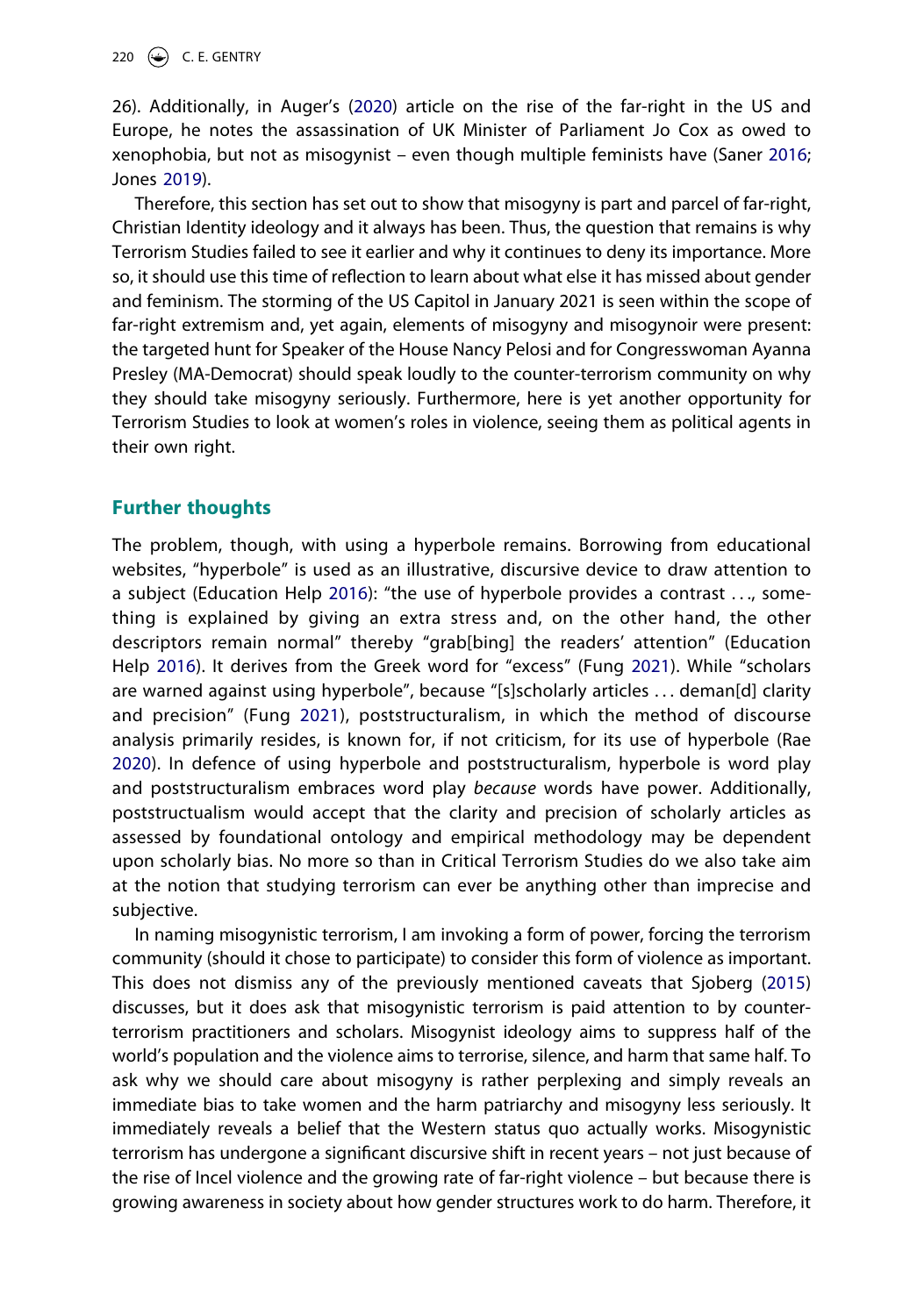26). Additionally, in Auger's (2020) article on the rise of the far-right in the US and Europe, he notes the assassination of UK Minister of Parliament Jo Cox as owed to xenophobia, but not as misogynist – even though multiple feminists have (Saner 2016; Jones 2019).

Therefore, this section has set out to show that misogyny is part and parcel of far-right, Christian Identity ideology and it always has been. Thus, the question that remains is why Terrorism Studies failed to see it earlier and why it continues to deny its importance. More so, it should use this time of reflection to learn about what else it has missed about gender and feminism. The storming of the US Capitol in January 2021 is seen within the scope of far-right extremism and, yet again, elements of misogyny and misogynoir were present: the targeted hunt for Speaker of the House Nancy Pelosi and for Congresswoman Ayanna Presley (MA-Democrat) should speak loudly to the counter-terrorism community on why they should take misogyny seriously. Furthermore, here is yet another opportunity for Terrorism Studies to look at women's roles in violence, seeing them as political agents in their own right.

## Further thoughts

The problem, though, with using a hyperbole remains. Borrowing from educational websites, "hyperbole" is used as an illustrative, discursive device to draw attention to a subject (Education Help 2016): "the use of hyperbole provides a contrast . . ., something is explained by giving an extra stress and, on the other hand, the other descriptors remain normal" thereby "grab[bing] the readers' attention" (Education Help 2016). It derives from the Greek word for "excess" (Fung 2021). While "scholars are warned against using hyperbole", because "[s]cholarly articles . . . deman[d] clarity and precision" (Fung 2021), poststructuralism, in which the method of discourse analysis primarily resides, is known for, if not criticism, for its use of hyperbole (Rae 2020). In defence of using hyperbole and poststructuralism, hyperbole is word play and poststructuralism embraces word play *because* words have power. Additionally, poststructualism would accept that the clarity and precision of scholarly articles as assessed by foundational ontology and empirical methodology may be dependent upon scholarly bias. No more so than in Critical Terrorism Studies do we also take aim at the notion that studying terrorism can ever be anything other than imprecise and subjective.

In naming misogynistic terrorism, I am invoking a form of power, forcing the terrorism community (should it chose to participate) to consider this form of violence as important. This does not dismiss any of the previously mentioned caveats that Sjoberg (2015) discusses, but it does ask that misogynistic terrorism is paid attention to by counter-terrorism practitioners and scholars. Misogynist ideology aims to suppress half of the world's population and the violence aims to terrorise, silence, and harm that same half. To ask why we should care about misogyny is rather perplexing and simply reveals an immediate bias to take women and the harm patriarchy and misogyny less seriously. It immediately reveals a belief that the Western status quo actually works. Misogynistic terrorism has undergone a significant discursive shift in recent years – not just because of the rise of Incel violence and the growing rate of far-right violence – but because there is growing awareness in society about how gender structures work to do harm. Therefore, it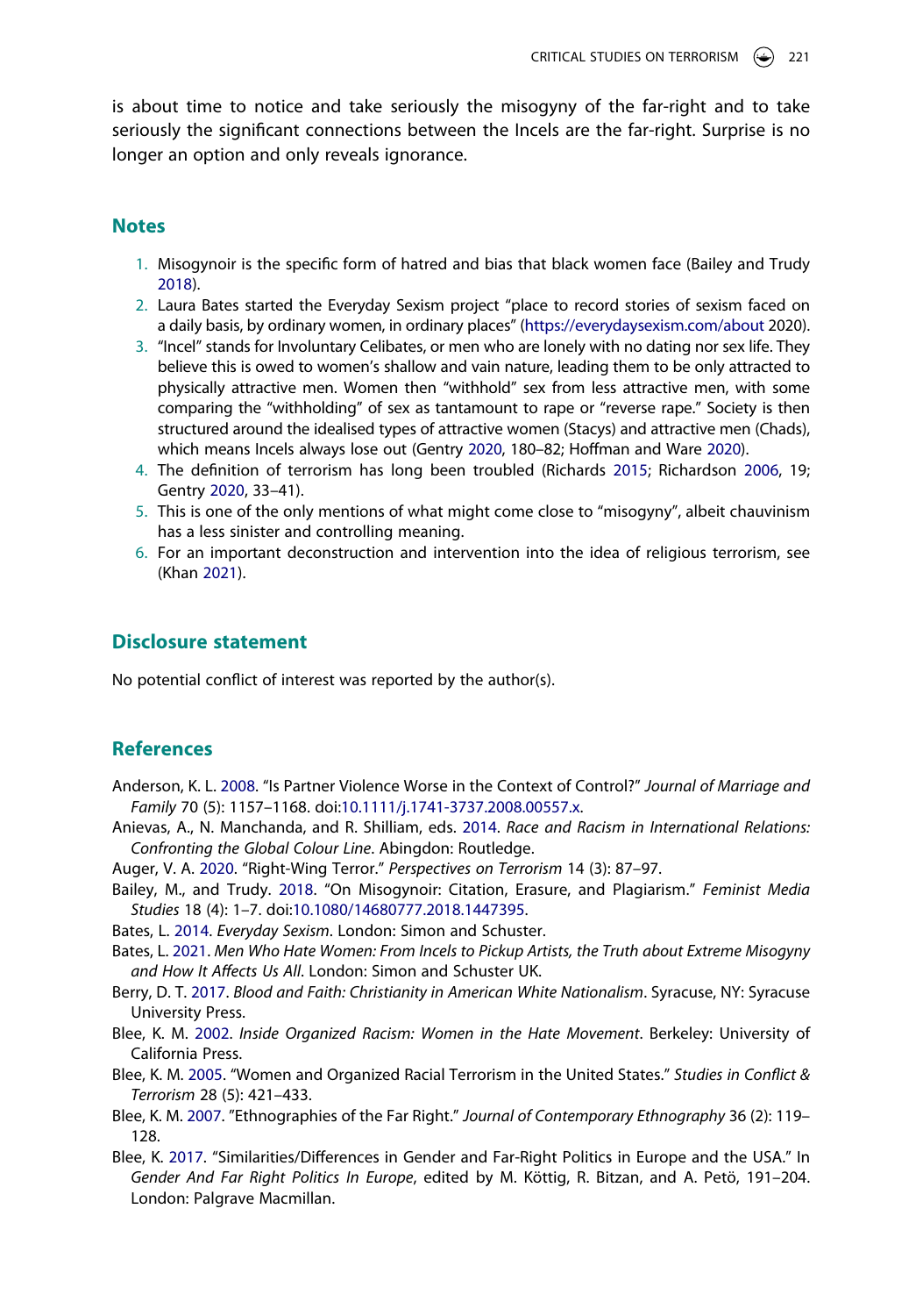is about time to notice and take seriously the misogyny of the far-right and to take seriously the significant connections between the Incels are the far-right. Surprise is no longer an option and only reveals ignorance.

## Notes

1. Misogynoir is the specific form of hatred and bias that black women face (Bailey and Trudy 2018).
2. Laura Bates started the Everyday Sexism project "place to record stories of sexism faced on a daily basis, by ordinary women, in ordinary places" (https://everydaysexism.com/about 2020).
3. "Incel" stands for Involuntary Celibates, or men who are lonely with no dating nor sex life. They believe this is owed to women's shallow and vain nature, leading them to be only attracted to physically attractive men. Women then "withhold" sex from less attractive men, with some comparing the "withholding" of sex as tantamount to rape or "reverse rape." Society is then structured around the idealised types of attractive women (Stacys) and attractive men (Chads), which means Incels always lose out (Gentry 2020, 180–82; Hoffman and Ware 2020).
4. The definition of terrorism has long been troubled (Richards 2015; Richardson 2006, 19; Gentry 2020, 33–41).
5. This is one of the only mentions of what might come close to "misogyny", albeit chauvinism has a less sinister and controlling meaning.
6. For an important deconstruction and intervention into the idea of religious terrorism, see (Khan 2021).

## Disclosure statement

No potential conflict of interest was reported by the author(s).

## References

Anderson, K. L. 2008. "Is Partner Violence Worse in the Context of Control?" *Journal of Marriage and Family* 70 (5): 1157–1168. doi:10.1111/j.1741-3737.2008.00557.x.

Anievas, A., N. Manchanda, and R. Shilliam, eds. 2014. *Race and Racism in International Relations: Confronting the Global Colour Line*. Abingdon: Routledge.

Auger, V. A. 2020. "Right-Wing Terror." *Perspectives on Terrorism* 14 (3): 87–97.

Bailey, M., and Trudy. 2018. "On Misogynoir: Citation, Erasure, and Plagiarism." *Feminist Media Studies* 18 (4): 1–7. doi:10.1080/14680777.2018.1447395.

Bates, L. 2014. *Everyday Sexism*. London: Simon and Schuster.

Bates, L. 2021. *Men Who Hate Women: From Incels to Pickup Artists, the Truth about Extreme Misogyny and How It Affects Us All*. London: Simon and Schuster UK.

Berry, D. T. 2017. *Blood and Faith: Christianity in American White Nationalism*. Syracuse, NY: Syracuse University Press.

Blee, K. M. 2002. *Inside Organized Racism: Women in the Hate Movement*. Berkeley: University of California Press.

Blee, K. M. 2005. "Women and Organized Racial Terrorism in the United States." *Studies in Conflict & Terrorism* 28 (5): 421–433.

Blee, K. M. 2007. "Ethnographies of the Far Right." *Journal of Contemporary Ethnography* 36 (2): 119–128.

Blee, K. 2017. "Similarities/Differences in Gender and Far-Right Politics in Europe and the USA." In *Gender And Far Right Politics In Europe*, edited by M. Köttig, R. Bitzan, and A. Petö, 191–204. London: Palgrave Macmillan.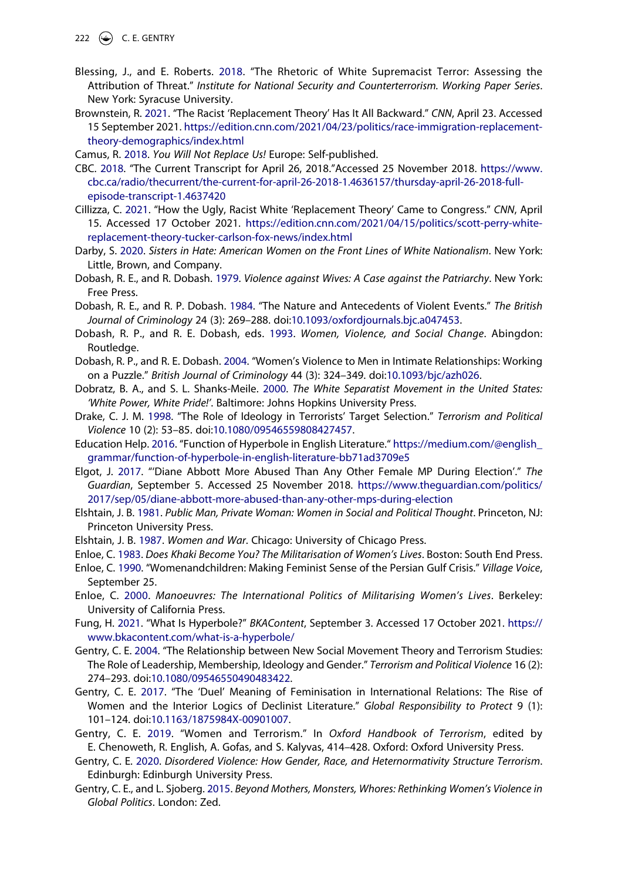Blessing, J., and E. Roberts. 2018. "The Rhetoric of White Supremacist Terror: Assessing the Attribution of Threat." *Institute for National Security and Counterterrorism. Working Paper Series*. New York: Syracuse University.

Brownstein, R. 2021. "The Racist 'Replacement Theory' Has It All Backward." *CNN*, April 23. Accessed 15 September 2021. https://edition.cnn.com/2021/04/23/politics/race-immigration-replacement-theory-demographics/index.html

Camus, R. 2018. *You Will Not Replace Us!* Europe: Self-published.

CBC. 2018. "The Current Transcript for April 26, 2018."Accessed 25 November 2018. https://www.cbc.ca/radio/thecurrent/the-current-for-april-26-2018-1.4636157/thursday-april-26-2018-full-episode-transcript-1.4637420

Cillizza, C. 2021. "How the Ugly, Racist White 'Replacement Theory' Came to Congress." *CNN*, April 15. Accessed 17 October 2021. https://edition.cnn.com/2021/04/15/politics/scott-perry-white-replacement-theory-tucker-carlson-fox-news/index.html

Darby, S. 2020. *Sisters in Hate: American Women on the Front Lines of White Nationalism*. New York: Little, Brown, and Company.

Dobash, R. E., and R. Dobash. 1979. *Violence against Wives: A Case against the Patriarchy*. New York: Free Press.

Dobash, R. E., and R. P. Dobash. 1984. "The Nature and Antecedents of Violent Events." *The British Journal of Criminology* 24 (3): 269–288. doi:10.1093/oxfordjournals.bjc.a047453.

Dobash, R. P., and R. E. Dobash, eds. 1993. *Women, Violence, and Social Change*. Abingdon: Routledge.

Dobash, R. P., and R. E. Dobash. 2004. "Women's Violence to Men in Intimate Relationships: Working on a Puzzle." *British Journal of Criminology* 44 (3): 324–349. doi:10.1093/bjc/azh026.

Dobratz, B. A., and S. L. Shanks-Meile. 2000. *The White Separatist Movement in the United States: 'White Power, White Pride!'*. Baltimore: Johns Hopkins University Press.

Drake, C. J. M. 1998. "The Role of Ideology in Terrorists' Target Selection." *Terrorism and Political Violence* 10 (2): 53–85. doi:10.1080/09546559808427457.

Education Help. 2016. "Function of Hyperbole in English Literature." https://medium.com/@english_grammar/function-of-hyperbole-in-english-literature-bb71ad3709e5

Elgot, J. 2017. "'Diane Abbott More Abused Than Any Other Female MP During Election'." *The Guardian*, September 5. Accessed 25 November 2018. https://www.theguardian.com/politics/2017/sep/05/diane-abbott-more-abused-than-any-other-mps-during-election

Elshtain, J. B. 1981. *Public Man, Private Woman: Women in Social and Political Thought*. Princeton, NJ: Princeton University Press.

Elshtain, J. B. 1987. *Women and War*. Chicago: University of Chicago Press.

Enloe, C. 1983. *Does Khaki Become You? The Militarisation of Women's Lives*. Boston: South End Press.

Enloe, C. 1990. "Womenandchildren: Making Feminist Sense of the Persian Gulf Crisis." *Village Voice*, September 25.

Enloe, C. 2000. *Manoeuvres: The International Politics of Militarising Women's Lives*. Berkeley: University of California Press.

Fung, H. 2021. "What Is Hyperbole?" *BKAContent*, September 3. Accessed 17 October 2021. https://www.bkacontent.com/what-is-a-hyperbole/

Gentry, C. E. 2004. "The Relationship between New Social Movement Theory and Terrorism Studies: The Role of Leadership, Membership, Ideology and Gender." *Terrorism and Political Violence* 16 (2): 274–293. doi:10.1080/09546550490483422.

Gentry, C. E. 2017. "The 'Duel' Meaning of Feminisation in International Relations: The Rise of Women and the Interior Logics of Declinist Literature." *Global Responsibility to Protect* 9 (1): 101–124. doi:10.1163/1875984X-00901007.

Gentry, C. E. 2019. "Women and Terrorism." In *Oxford Handbook of Terrorism*, edited by E. Chenoweth, R. English, A. Gofas, and S. Kalyvas, 414–428. Oxford: Oxford University Press.

Gentry, C. E. 2020. *Disordered Violence: How Gender, Race, and Heternormativity Structure Terrorism*. Edinburgh: Edinburgh University Press.

Gentry, C. E., and L. Sjoberg. 2015. *Beyond Mothers, Monsters, Whores: Rethinking Women's Violence in Global Politics*. London: Zed.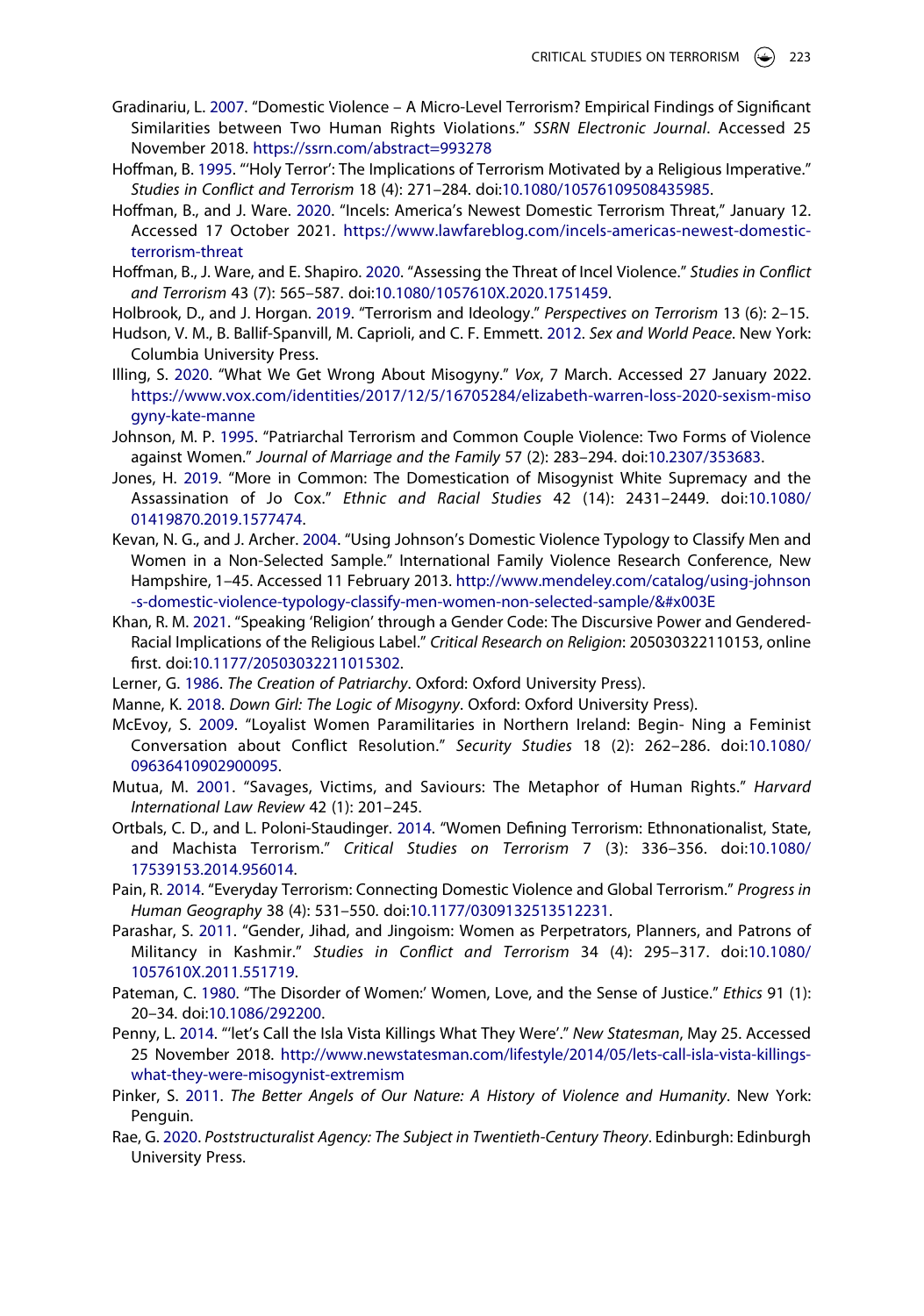Gradinariu, L. 2007. "Domestic Violence – A Micro-Level Terrorism? Empirical Findings of Significant Similarities between Two Human Rights Violations." *SSRN Electronic Journal*. Accessed 25 November 2018. https://ssrn.com/abstract=993278

Hoffman, B. 1995. "'Holy Terror': The Implications of Terrorism Motivated by a Religious Imperative." *Studies in Conflict and Terrorism* 18 (4): 271–284. doi:10.1080/10576109508435985.

Hoffman, B., and J. Ware. 2020. "Incels: America's Newest Domestic Terrorism Threat," January 12. Accessed 17 October 2021. https://www.lawfareblog.com/incels-americas-newest-domestic-terrorism-threat

Hoffman, B., J. Ware, and E. Shapiro. 2020. "Assessing the Threat of Incel Violence." *Studies in Conflict and Terrorism* 43 (7): 565–587. doi:10.1080/1057610X.2020.1751459.

Holbrook, D., and J. Horgan. 2019. "Terrorism and Ideology." *Perspectives on Terrorism* 13 (6): 2–15.

Hudson, V. M., B. Ballif-Spanvill, M. Caprioli, and C. F. Emmett. 2012. *Sex and World Peace*. New York: Columbia University Press.

Illing, S. 2020. "What We Get Wrong About Misogyny." *Vox*, 7 March. Accessed 27 January 2022. https://www.vox.com/identities/2017/12/5/16705284/elizabeth-warren-loss-2020-sexism-misogyny-kate-manne

Johnson, M. P. 1995. "Patriarchal Terrorism and Common Couple Violence: Two Forms of Violence against Women." *Journal of Marriage and the Family* 57 (2): 283–294. doi:10.2307/353683.

Jones, H. 2019. "More in Common: The Domestication of Misogynist White Supremacy and the Assassination of Jo Cox." *Ethnic and Racial Studies* 42 (14): 2431–2449. doi:10.1080/01419870.2019.1577474.

Kevan, N. G., and J. Archer. 2004. "Using Johnson's Domestic Violence Typology to Classify Men and Women in a Non-Selected Sample." International Family Violence Research Conference, New Hampshire, 1–45. Accessed 11 February 2013. http://www.mendeley.com/catalog/using-johnson-s-domestic-violence-typology-classify-men-women-non-selected-sample/&#x003E

Khan, R. M. 2021. "Speaking 'Religion' through a Gender Code: The Discursive Power and Gendered-Racial Implications of the Religious Label." *Critical Research on Religion*: 205030322110153, online first. doi:10.1177/20503032211015302.

Lerner, G. 1986. *The Creation of Patriarchy*. Oxford: Oxford University Press).

Manne, K. 2018. *Down Girl: The Logic of Misogyny*. Oxford: Oxford University Press).

McEvoy, S. 2009. "Loyalist Women Paramilitaries in Northern Ireland: Begin- Ning a Feminist Conversation about Conflict Resolution." *Security Studies* 18 (2): 262–286. doi:10.1080/09636410902900095.

Mutua, M. 2001. "Savages, Victims, and Saviours: The Metaphor of Human Rights." *Harvard International Law Review* 42 (1): 201–245.

Ortbals, C. D., and L. Poloni-Staudinger. 2014. "Women Defining Terrorism: Ethnonationalist, State, and Machista Terrorism." *Critical Studies on Terrorism* 7 (3): 336–356. doi:10.1080/17539153.2014.956014.

Pain, R. 2014. "Everyday Terrorism: Connecting Domestic Violence and Global Terrorism." *Progress in Human Geography* 38 (4): 531–550. doi:10.1177/0309132513512231.

Parashar, S. 2011. "Gender, Jihad, and Jingoism: Women as Perpetrators, Planners, and Patrons of Militancy in Kashmir." *Studies in Conflict and Terrorism* 34 (4): 295–317. doi:10.1080/1057610X.2011.551719.

Pateman, C. 1980. "The Disorder of Women:' Women, Love, and the Sense of Justice." *Ethics* 91 (1): 20–34. doi:10.1086/292200.

Penny, L. 2014. "'let's Call the Isla Vista Killings What They Were'." *New Statesman*, May 25. Accessed 25 November 2018. http://www.newstatesman.com/lifestyle/2014/05/lets-call-isla-vista-killings-what-they-were-misogynist-extremism

Pinker, S. 2011. *The Better Angels of Our Nature: A History of Violence and Humanity*. New York: Penguin.

Rae, G. 2020. *Poststructuralist Agency: The Subject in Twentieth-Century Theory*. Edinburgh: Edinburgh University Press.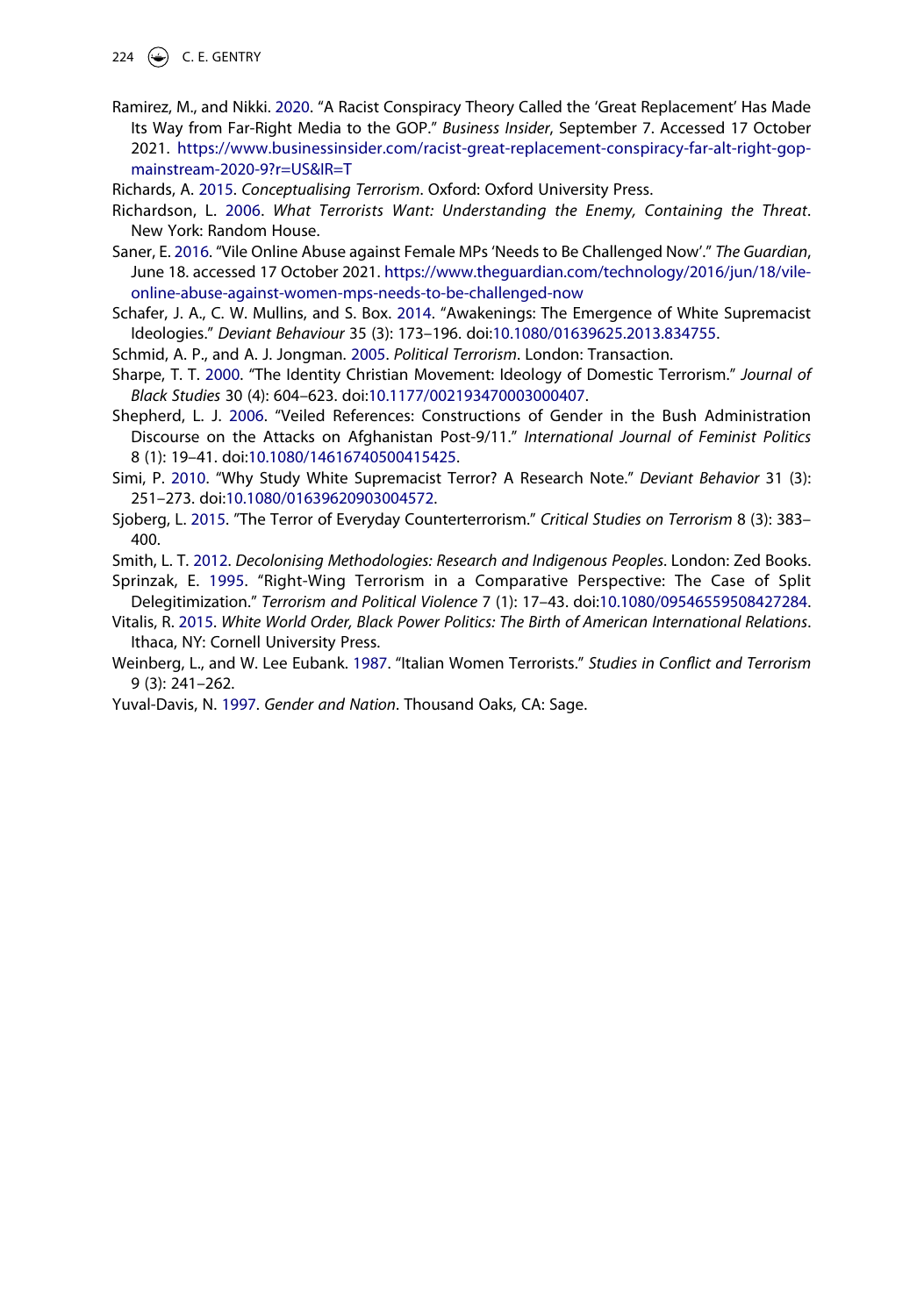Ramirez, M., and Nikki. 2020. "A Racist Conspiracy Theory Called the 'Great Replacement' Has Made Its Way from Far-Right Media to the GOP." *Business Insider*, September 7. Accessed 17 October 2021. https://www.businessinsider.com/racist-great-replacement-conspiracy-far-alt-right-gop-mainstream-2020-9?r=US&IR=T

Richards, A. 2015. *Conceptualising Terrorism*. Oxford: Oxford University Press.

Richardson, L. 2006. *What Terrorists Want: Understanding the Enemy, Containing the Threat*. New York: Random House.

Saner, E. 2016. "Vile Online Abuse against Female MPs 'Needs to Be Challenged Now'." *The Guardian*, June 18. accessed 17 October 2021. https://www.theguardian.com/technology/2016/jun/18/vile-online-abuse-against-women-mps-needs-to-be-challenged-now

Schafer, J. A., C. W. Mullins, and S. Box. 2014. "Awakenings: The Emergence of White Supremacist Ideologies." *Deviant Behaviour* 35 (3): 173–196. doi:10.1080/01639625.2013.834755.

Schmid, A. P., and A. J. Jongman. 2005. *Political Terrorism*. London: Transaction.

Sharpe, T. T. 2000. "The Identity Christian Movement: Ideology of Domestic Terrorism." *Journal of Black Studies* 30 (4): 604–623. doi:10.1177/002193470003000407.

Shepherd, L. J. 2006. "Veiled References: Constructions of Gender in the Bush Administration Discourse on the Attacks on Afghanistan Post-9/11." *International Journal of Feminist Politics* 8 (1): 19–41. doi:10.1080/14616740500415425.

Simi, P. 2010. "Why Study White Supremacist Terror? A Research Note." *Deviant Behavior* 31 (3): 251–273. doi:10.1080/01639620903004572.

Sjoberg, L. 2015. "The Terror of Everyday Counterterrorism." *Critical Studies on Terrorism* 8 (3): 383–400.

Smith, L. T. 2012. *Decolonising Methodologies: Research and Indigenous Peoples*. London: Zed Books.

Sprinzak, E. 1995. "Right-Wing Terrorism in a Comparative Perspective: The Case of Split Delegitimization." *Terrorism and Political Violence* 7 (1): 17–43. doi:10.1080/09546559508427284.

Vitalis, R. 2015. *White World Order, Black Power Politics: The Birth of American International Relations*. Ithaca, NY: Cornell University Press.

Weinberg, L., and W. Lee Eubank. 1987. "Italian Women Terrorists." *Studies in Conflict and Terrorism* 9 (3): 241–262.

Yuval-Davis, N. 1997. *Gender and Nation*. Thousand Oaks, CA: Sage.